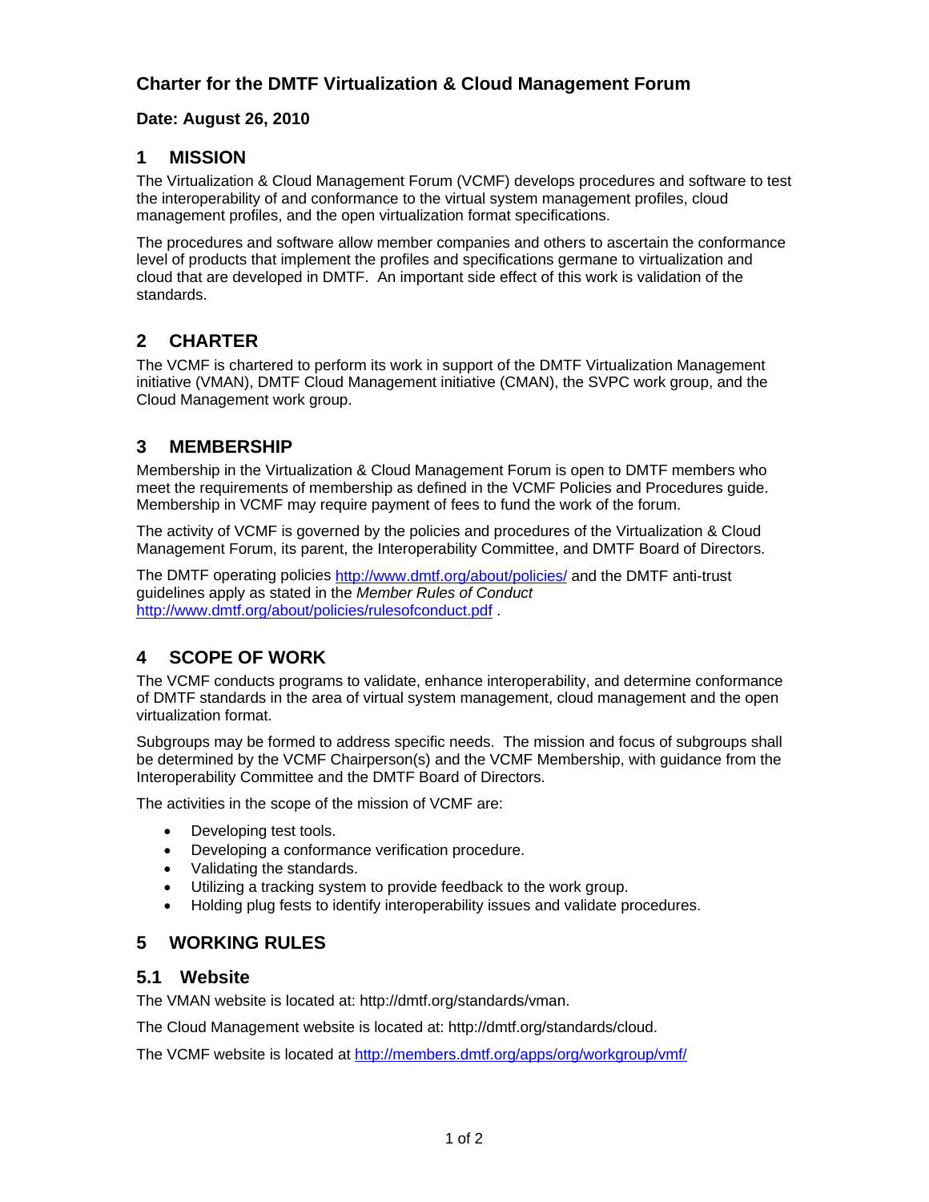# Charter for the DMTF Virtualization & Cloud Management Forum

**Date: August 26, 2010**

## 1 MISSION

The Virtualization & Cloud Management Forum (VCMF) develops procedures and software to test the interoperability of and conformance to the virtual system management profiles, cloud management profiles, and the open virtualization format specifications.

The procedures and software allow member companies and others to ascertain the conformance level of products that implement the profiles and specifications germane to virtualization and cloud that are developed in DMTF. An important side effect of this work is validation of the standards.

## 2 CHARTER

The VCMF is chartered to perform its work in support of the DMTF Virtualization Management initiative (VMAN), DMTF Cloud Management initiative (CMAN), the SVPC work group, and the Cloud Management work group.

## 3 MEMBERSHIP

Membership in the Virtualization & Cloud Management Forum is open to DMTF members who meet the requirements of membership as defined in the VCMF Policies and Procedures guide. Membership in VCMF may require payment of fees to fund the work of the forum.

The activity of VCMF is governed by the policies and procedures of the Virtualization & Cloud Management Forum, its parent, the Interoperability Committee, and DMTF Board of Directors.

The DMTF operating policies http://www.dmtf.org/about/policies/ and the DMTF anti-trust guidelines apply as stated in the *Member Rules of Conduct* http://www.dmtf.org/about/policies/rulesofconduct.pdf .

## 4 SCOPE OF WORK

The VCMF conducts programs to validate, enhance interoperability, and determine conformance of DMTF standards in the area of virtual system management, cloud management and the open virtualization format.

Subgroups may be formed to address specific needs. The mission and focus of subgroups shall be determined by the VCMF Chairperson(s) and the VCMF Membership, with guidance from the Interoperability Committee and the DMTF Board of Directors.

The activities in the scope of the mission of VCMF are:

- Developing test tools.
- Developing a conformance verification procedure.
- Validating the standards.
- Utilizing a tracking system to provide feedback to the work group.
- Holding plug fests to identify interoperability issues and validate procedures.

## 5 WORKING RULES

### 5.1 Website

The VMAN website is located at: http://dmtf.org/standards/vman.

The Cloud Management website is located at: http://dmtf.org/standards/cloud.

The VCMF website is located at http://members.dmtf.org/apps/org/workgroup/vmf/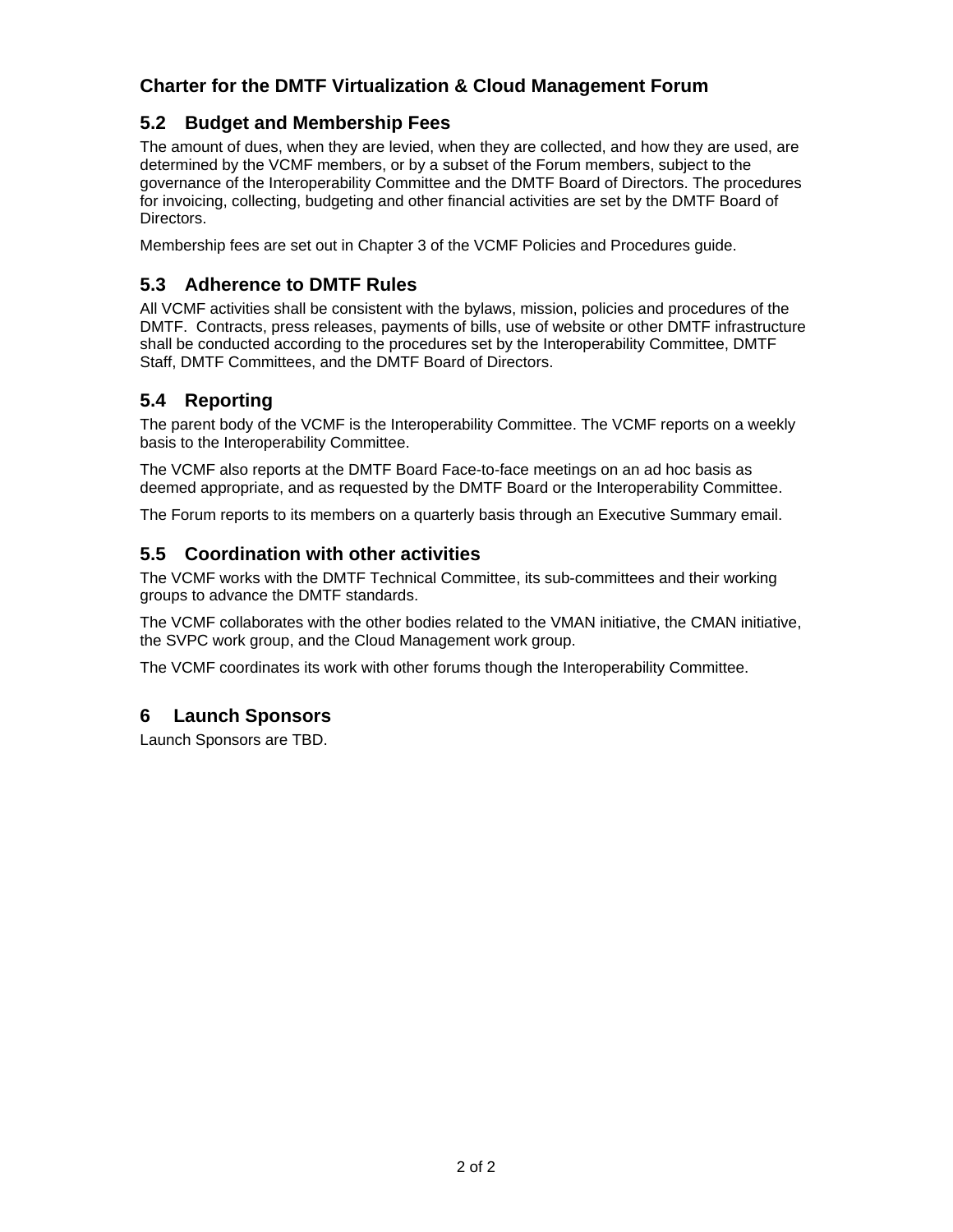## 5.2 Budget and Membership Fees

The amount of dues, when they are levied, when they are collected, and how they are used, are determined by the VCMF members, or by a subset of the Forum members, subject to the governance of the Interoperability Committee and the DMTF Board of Directors. The procedures for invoicing, collecting, budgeting and other financial activities are set by the DMTF Board of Directors.

Membership fees are set out in Chapter 3 of the VCMF Policies and Procedures guide.

## 5.3 Adherence to DMTF Rules

All VCMF activities shall be consistent with the bylaws, mission, policies and procedures of the DMTF. Contracts, press releases, payments of bills, use of website or other DMTF infrastructure shall be conducted according to the procedures set by the Interoperability Committee, DMTF Staff, DMTF Committees, and the DMTF Board of Directors.

## 5.4 Reporting

The parent body of the VCMF is the Interoperability Committee. The VCMF reports on a weekly basis to the Interoperability Committee.

The VCMF also reports at the DMTF Board Face-to-face meetings on an ad hoc basis as deemed appropriate, and as requested by the DMTF Board or the Interoperability Committee.

The Forum reports to its members on a quarterly basis through an Executive Summary email.

## 5.5 Coordination with other activities

The VCMF works with the DMTF Technical Committee, its sub-committees and their working groups to advance the DMTF standards.

The VCMF collaborates with the other bodies related to the VMAN initiative, the CMAN initiative, the SVPC work group, and the Cloud Management work group.

The VCMF coordinates its work with other forums though the Interoperability Committee.

# 6 Launch Sponsors

Launch Sponsors are TBD.